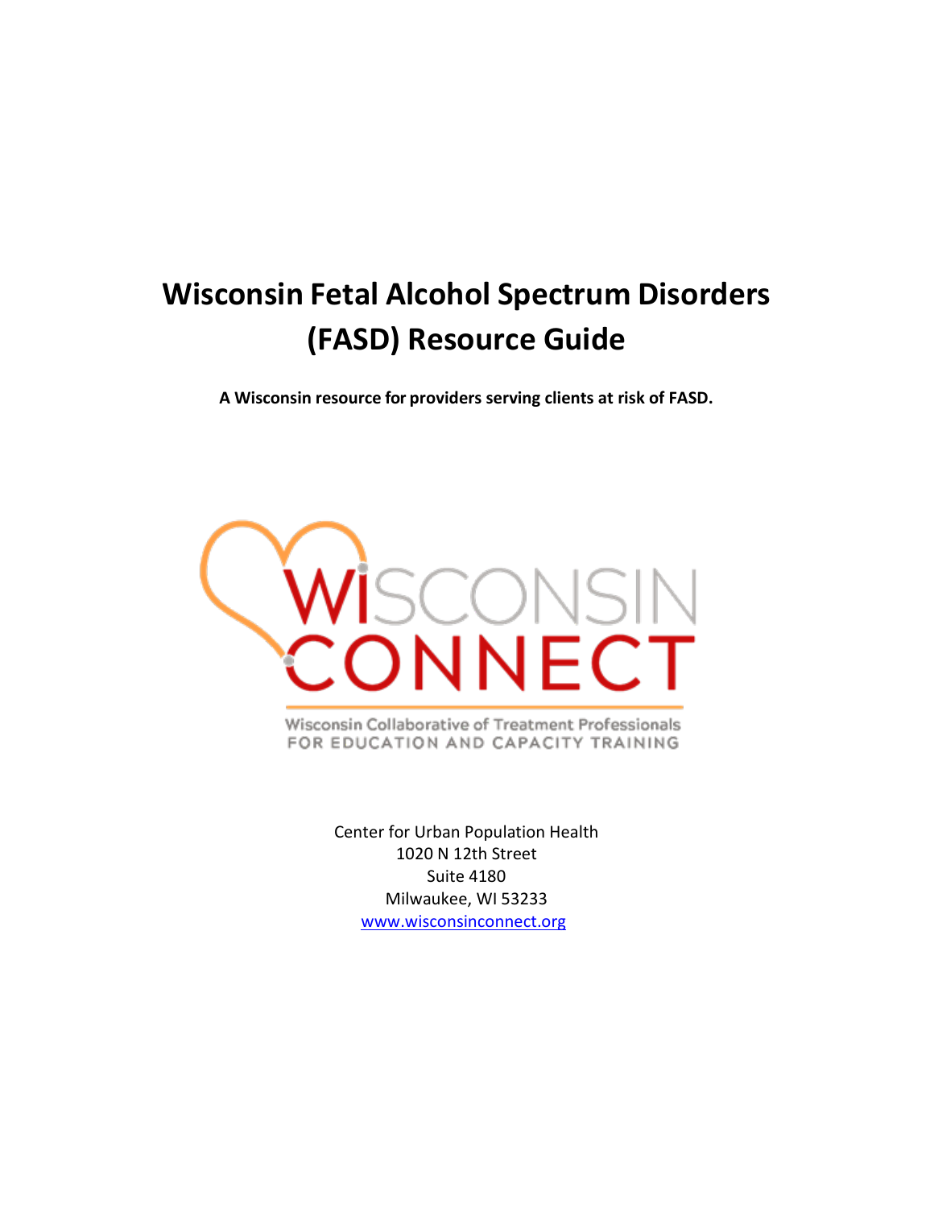# Wisconsin Fetal Alcohol Spectrum Disorders (FASD) Resource Guide

**A Wisconsin resource for providers serving clients at risk of FASD.**

WISCONSIN CONNECT

Wisconsin Collaborative of Treatment Professionals
FOR EDUCATION AND CAPACITY TRAINING

Center for Urban Population Health
1020 N 12th Street
Suite 4180
Milwaukee, WI 53233
www.wisconsinconnect.org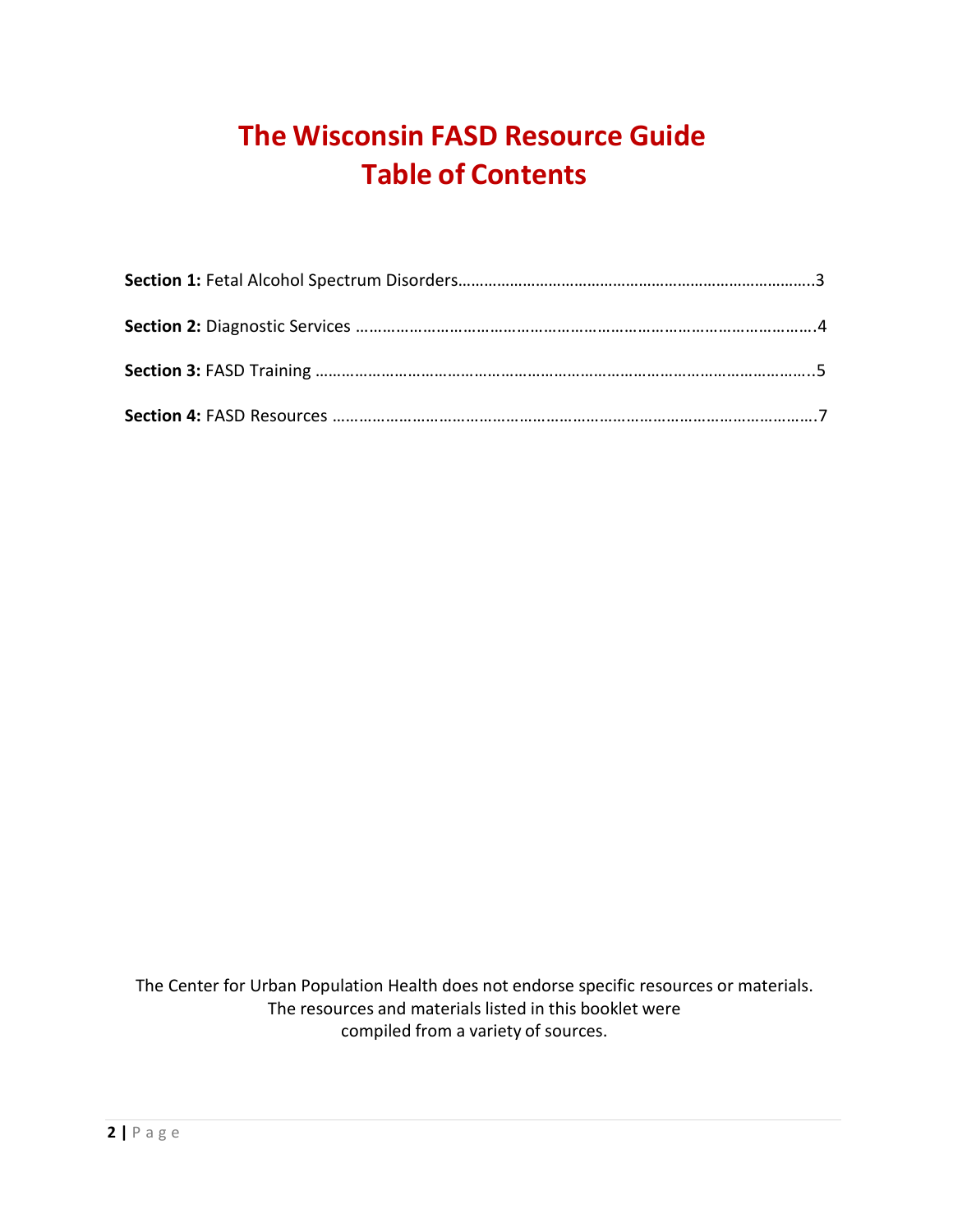# The Wisconsin FASD Resource Guide
# Table of Contents

**Section 1:** Fetal Alcohol Spectrum Disorders……………………………………………………………………..3

**Section 2:** Diagnostic Services ………………………………………………………………………………………….4

**Section 3:** FASD Training ………………………………………………………………………………………………..5

**Section 4:** FASD Resources ……………………………………………………………………………………………….7

The Center for Urban Population Health does not endorse specific resources or materials.
The resources and materials listed in this booklet were
compiled from a variety of sources.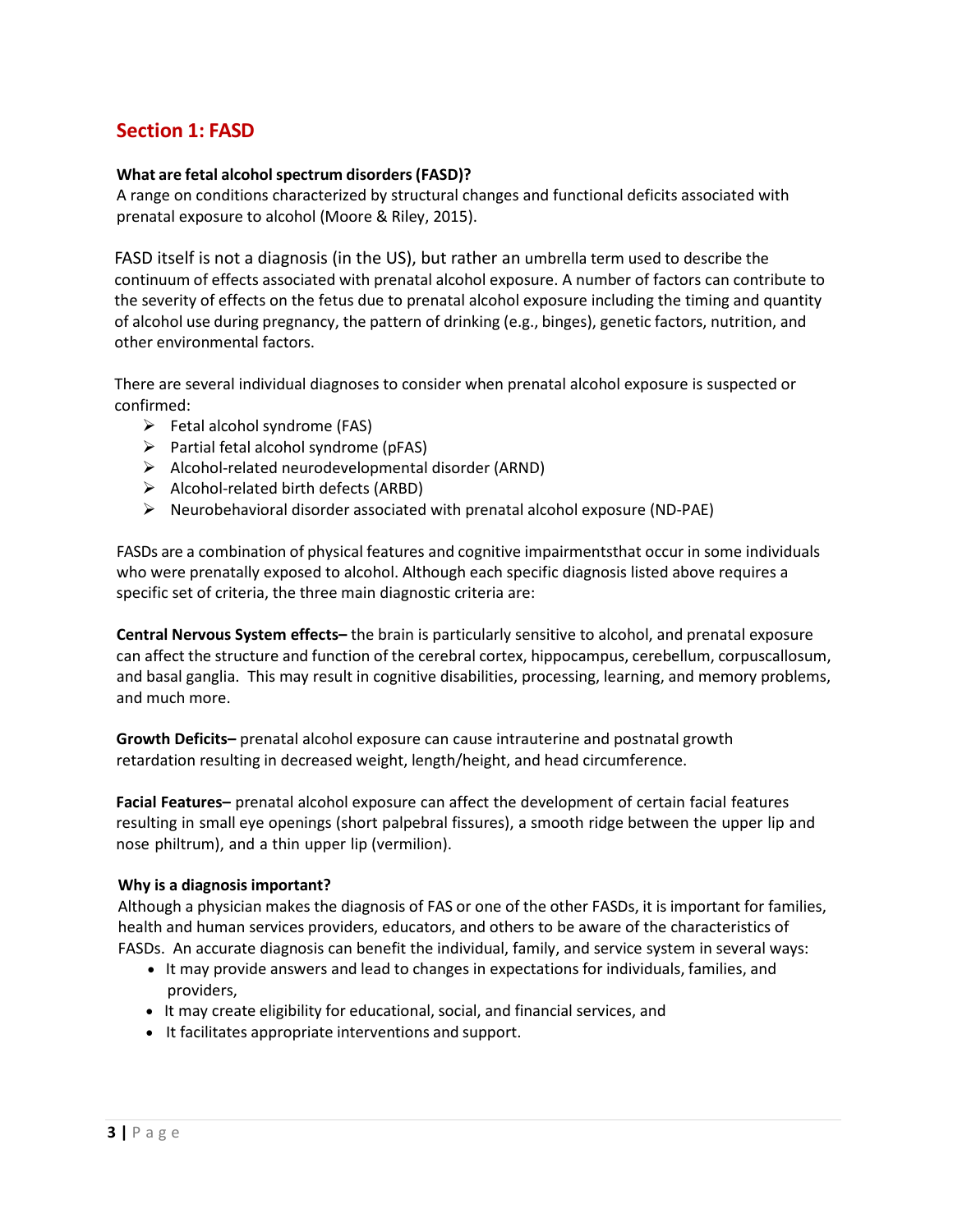## Section 1: FASD

**What are fetal alcohol spectrum disorders (FASD)?**
A range on conditions characterized by structural changes and functional deficits associated with prenatal exposure to alcohol (Moore & Riley, 2015).

FASD itself is not a diagnosis (in the US), but rather an umbrella term used to describe the continuum of effects associated with prenatal alcohol exposure. A number of factors can contribute to the severity of effects on the fetus due to prenatal alcohol exposure including the timing and quantity of alcohol use during pregnancy, the pattern of drinking (e.g., binges), genetic factors, nutrition, and other environmental factors.

There are several individual diagnoses to consider when prenatal alcohol exposure is suspected or confirmed:

- Fetal alcohol syndrome (FAS)
- Partial fetal alcohol syndrome (pFAS)
- Alcohol-related neurodevelopmental disorder (ARND)
- Alcohol-related birth defects (ARBD)
- Neurobehavioral disorder associated with prenatal alcohol exposure (ND-PAE)

FASDs are a combination of physical features and cognitive impairmentsthat occur in some individuals who were prenatally exposed to alcohol. Although each specific diagnosis listed above requires a specific set of criteria, the three main diagnostic criteria are:

**Central Nervous System effects–** the brain is particularly sensitive to alcohol, and prenatal exposure can affect the structure and function of the cerebral cortex, hippocampus, cerebellum, corpuscallosum, and basal ganglia. This may result in cognitive disabilities, processing, learning, and memory problems, and much more.

**Growth Deficits–** prenatal alcohol exposure can cause intrauterine and postnatal growth retardation resulting in decreased weight, length/height, and head circumference.

**Facial Features–** prenatal alcohol exposure can affect the development of certain facial features resulting in small eye openings (short palpebral fissures), a smooth ridge between the upper lip and nose philtrum), and a thin upper lip (vermilion).

**Why is a diagnosis important?**
Although a physician makes the diagnosis of FAS or one of the other FASDs, it is important for families, health and human services providers, educators, and others to be aware of the characteristics of FASDs. An accurate diagnosis can benefit the individual, family, and service system in several ways:

- It may provide answers and lead to changes in expectations for individuals, families, and providers,
- It may create eligibility for educational, social, and financial services, and
- It facilitates appropriate interventions and support.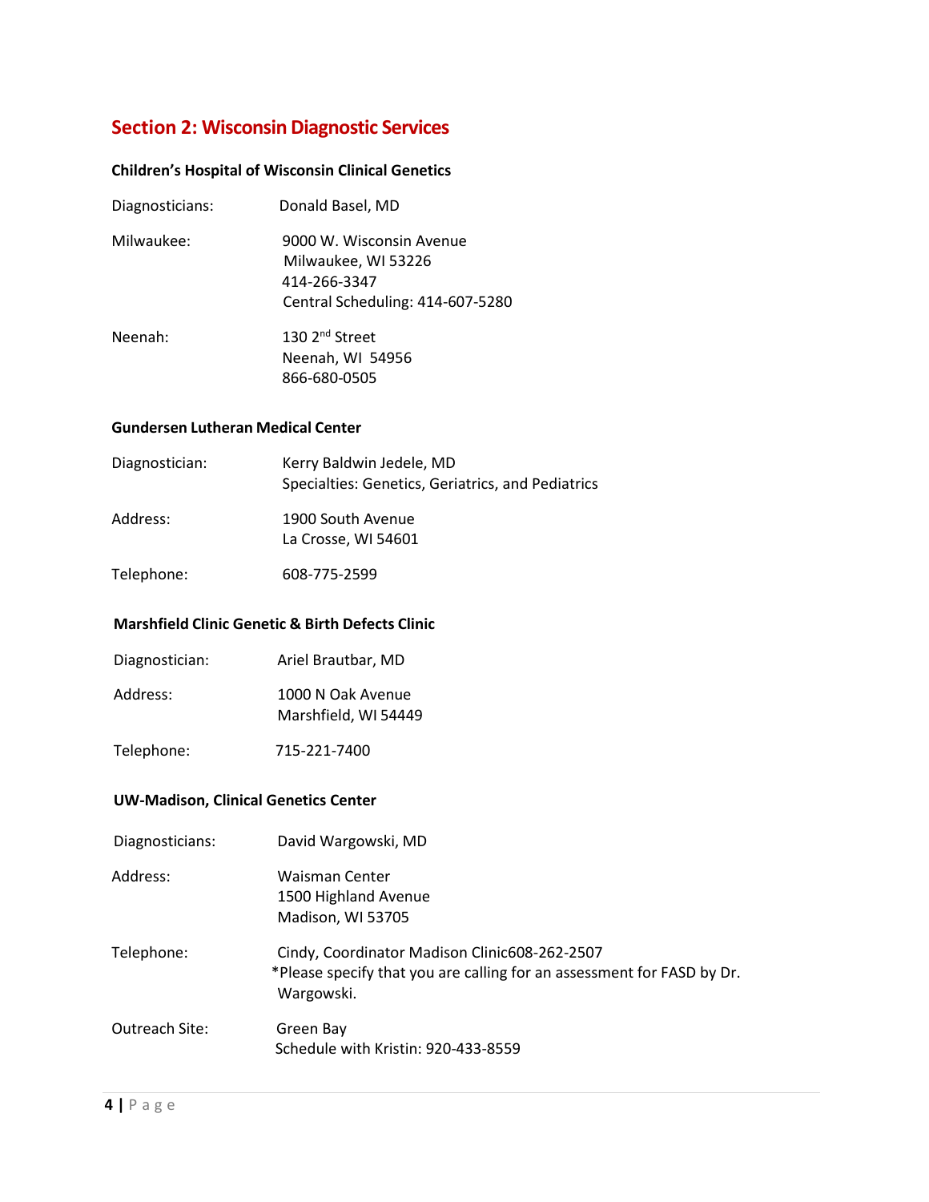## Section 2: Wisconsin Diagnostic Services

**Children's Hospital of Wisconsin Clinical Genetics**

Diagnosticians: Donald Basel, MD

Milwaukee:
9000 W. Wisconsin Avenue
Milwaukee, WI 53226
414-266-3347
Central Scheduling: 414-607-5280

Neenah:
130 2nd Street
Neenah, WI 54956
866-680-0505

**Gundersen Lutheran Medical Center**

Diagnostician: Kerry Baldwin Jedele, MD
Specialties: Genetics, Geriatrics, and Pediatrics

Address:
1900 South Avenue
La Crosse, WI 54601

Telephone: 608-775-2599

**Marshfield Clinic Genetic & Birth Defects Clinic**

Diagnostician: Ariel Brautbar, MD

Address:
1000 N Oak Avenue
Marshfield, WI 54449

Telephone: 715-221-7400

**UW-Madison, Clinical Genetics Center**

Diagnosticians: David Wargowski, MD

Address:
Waisman Center
1500 Highland Avenue
Madison, WI 53705

Telephone: Cindy, Coordinator Madison Clinic608-262-2507
*Please specify that you are calling for an assessment for FASD by Dr. Wargowski.

Outreach Site: Green Bay
Schedule with Kristin: 920-433-8559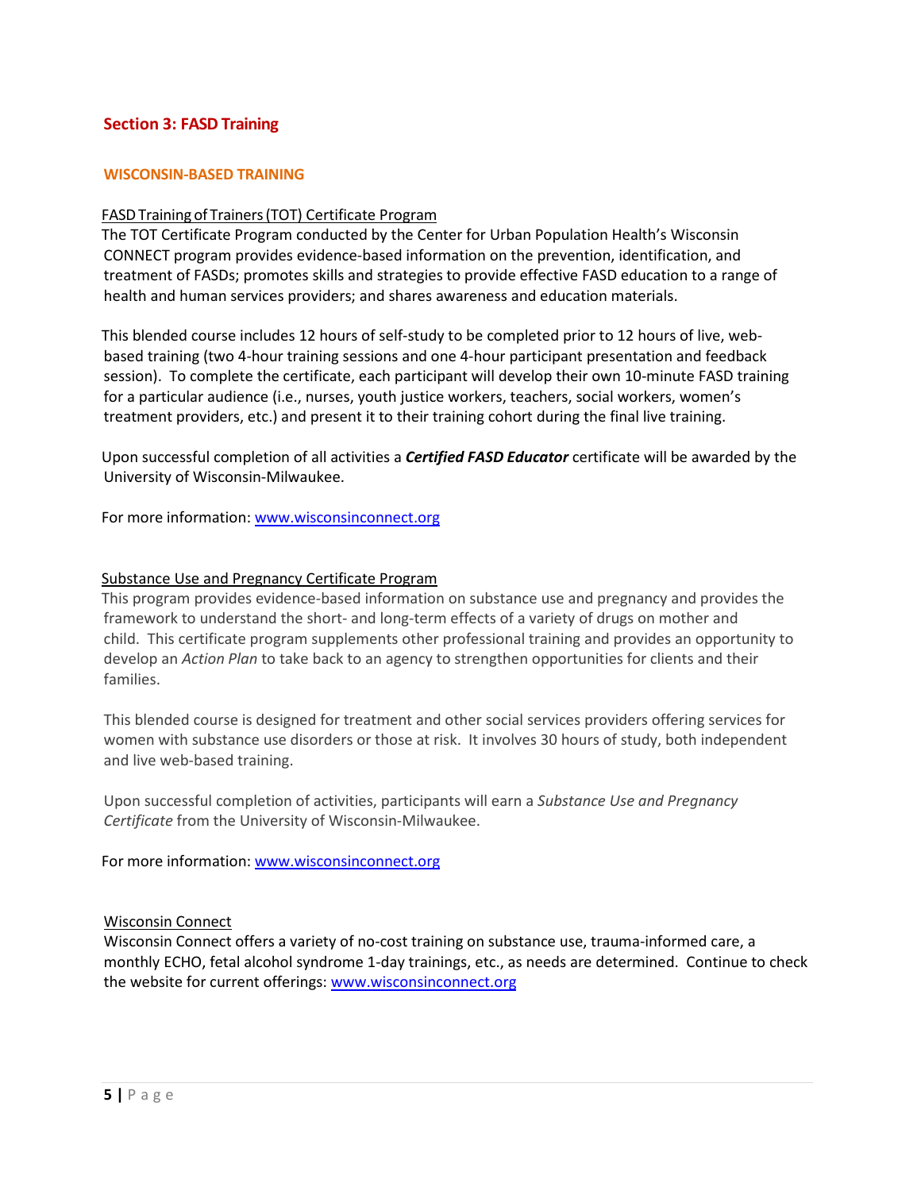## Section 3: FASD Training

### WISCONSIN-BASED TRAINING

FASD Training of Trainers (TOT) Certificate Program

The TOT Certificate Program conducted by the Center for Urban Population Health's Wisconsin CONNECT program provides evidence-based information on the prevention, identification, and treatment of FASDs; promotes skills and strategies to provide effective FASD education to a range of health and human services providers; and shares awareness and education materials.

This blended course includes 12 hours of self-study to be completed prior to 12 hours of live, web-based training (two 4-hour training sessions and one 4-hour participant presentation and feedback session). To complete the certificate, each participant will develop their own 10-minute FASD training for a particular audience (i.e., nurses, youth justice workers, teachers, social workers, women's treatment providers, etc.) and present it to their training cohort during the final live training.

Upon successful completion of all activities a ***Certified FASD Educator*** certificate will be awarded by the University of Wisconsin-Milwaukee.

For more information: www.wisconsinconnect.org

Substance Use and Pregnancy Certificate Program

This program provides evidence-based information on substance use and pregnancy and provides the framework to understand the short- and long-term effects of a variety of drugs on mother and child. This certificate program supplements other professional training and provides an opportunity to develop an *Action Plan* to take back to an agency to strengthen opportunities for clients and their families.

This blended course is designed for treatment and other social services providers offering services for women with substance use disorders or those at risk. It involves 30 hours of study, both independent and live web-based training.

Upon successful completion of activities, participants will earn a *Substance Use and Pregnancy Certificate* from the University of Wisconsin-Milwaukee.

For more information: www.wisconsinconnect.org

Wisconsin Connect

Wisconsin Connect offers a variety of no-cost training on substance use, trauma-informed care, a monthly ECHO, fetal alcohol syndrome 1-day trainings, etc., as needs are determined. Continue to check the website for current offerings: www.wisconsinconnect.org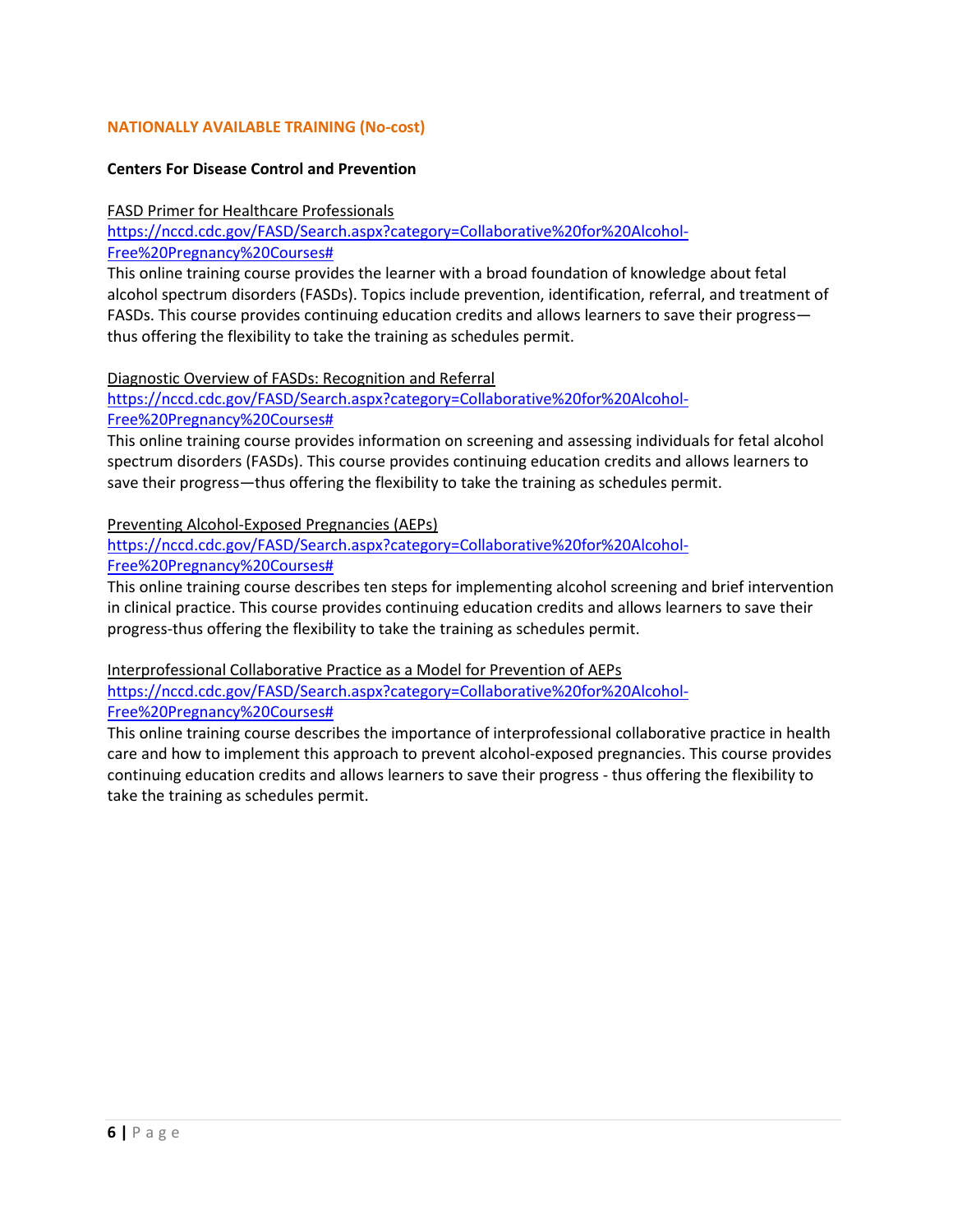## NATIONALLY AVAILABLE TRAINING (No-cost)

### Centers For Disease Control and Prevention

FASD Primer for Healthcare Professionals
https://nccd.cdc.gov/FASD/Search.aspx?category=Collaborative%20for%20Alcohol-Free%20Pregnancy%20Courses#
This online training course provides the learner with a broad foundation of knowledge about fetal alcohol spectrum disorders (FASDs). Topics include prevention, identification, referral, and treatment of FASDs. This course provides continuing education credits and allows learners to save their progress—thus offering the flexibility to take the training as schedules permit.

Diagnostic Overview of FASDs: Recognition and Referral
https://nccd.cdc.gov/FASD/Search.aspx?category=Collaborative%20for%20Alcohol-Free%20Pregnancy%20Courses#
This online training course provides information on screening and assessing individuals for fetal alcohol spectrum disorders (FASDs). This course provides continuing education credits and allows learners to save their progress—thus offering the flexibility to take the training as schedules permit.

Preventing Alcohol-Exposed Pregnancies (AEPs)
https://nccd.cdc.gov/FASD/Search.aspx?category=Collaborative%20for%20Alcohol-Free%20Pregnancy%20Courses#
This online training course describes ten steps for implementing alcohol screening and brief intervention in clinical practice. This course provides continuing education credits and allows learners to save their progress-thus offering the flexibility to take the training as schedules permit.

Interprofessional Collaborative Practice as a Model for Prevention of AEPs
https://nccd.cdc.gov/FASD/Search.aspx?category=Collaborative%20for%20Alcohol-Free%20Pregnancy%20Courses#
This online training course describes the importance of interprofessional collaborative practice in health care and how to implement this approach to prevent alcohol-exposed pregnancies. This course provides continuing education credits and allows learners to save their progress - thus offering the flexibility to take the training as schedules permit.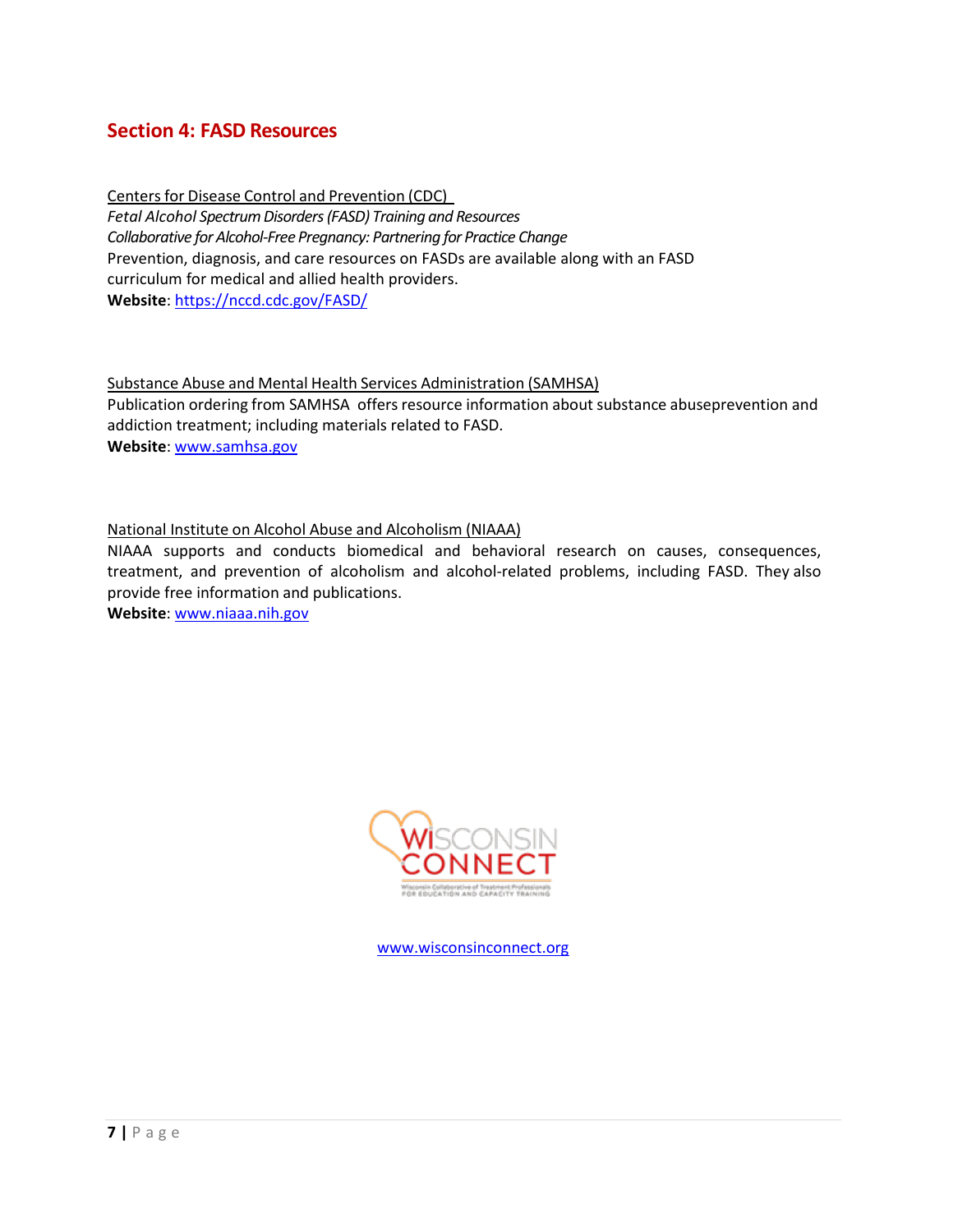## Section 4: FASD Resources

Centers for Disease Control and Prevention (CDC)
*Fetal Alcohol Spectrum Disorders (FASD) Training and Resources*
*Collaborative for Alcohol-Free Pregnancy: Partnering for Practice Change*
Prevention, diagnosis, and care resources on FASDs are available along with an FASD curriculum for medical and allied health providers.
**Website**: https://nccd.cdc.gov/FASD/

Substance Abuse and Mental Health Services Administration (SAMHSA)
Publication ordering from SAMHSA offers resource information about substance abuseprevention and addiction treatment; including materials related to FASD.
**Website**: www.samhsa.gov

National Institute on Alcohol Abuse and Alcoholism (NIAAA)
NIAAA supports and conducts biomedical and behavioral research on causes, consequences, treatment, and prevention of alcoholism and alcohol-related problems, including FASD. They also provide free information and publications.
**Website**: www.niaaa.nih.gov

WISCONSIN CONNECT
Wisconsin Collaborative of Treatment Professionals FOR EDUCATION AND CAPACITY TRAINING

www.wisconsinconnect.org